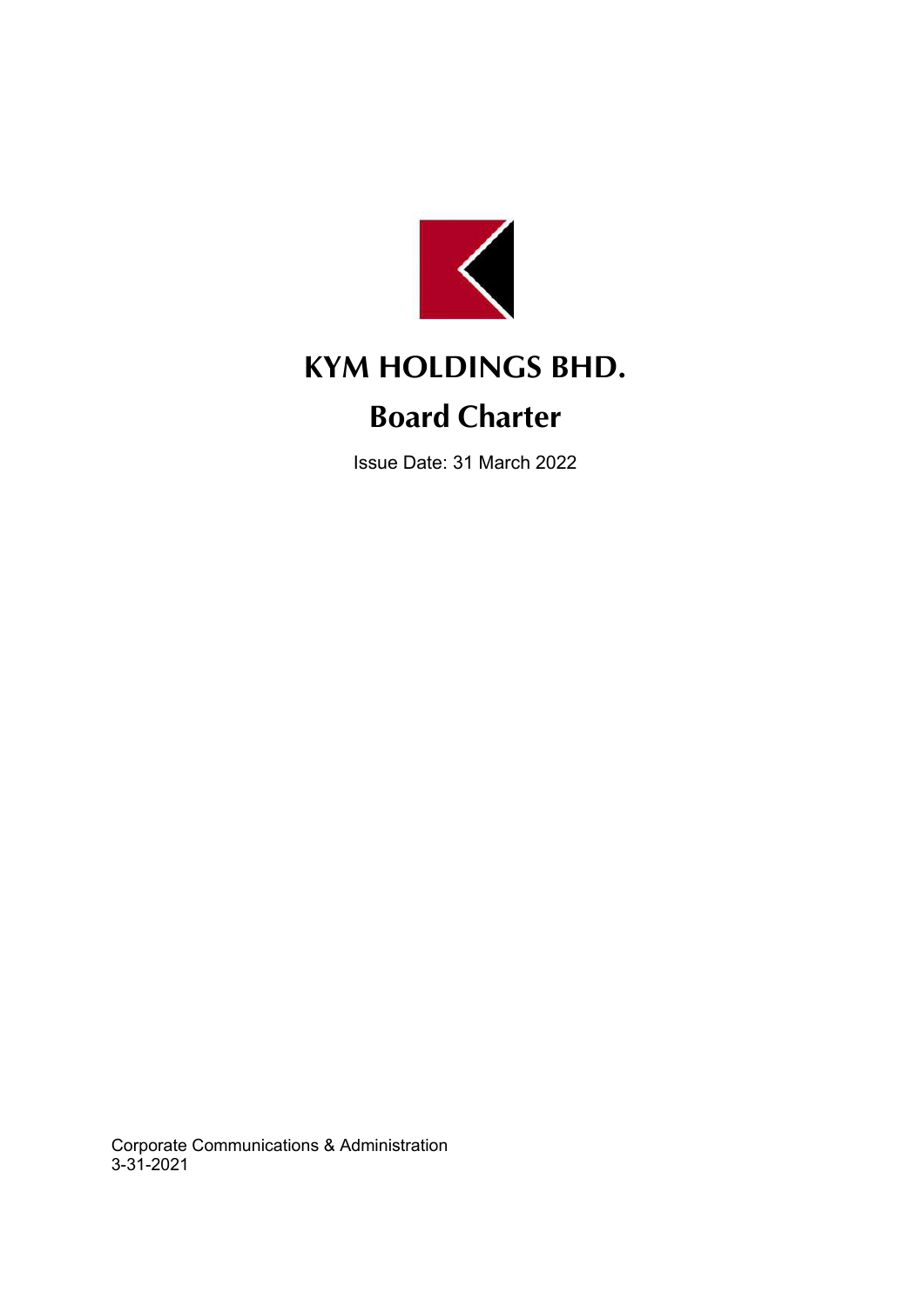# KYM HOLDINGS BHD.

## Board Charter

Issue Date: 31 March 2022

Corporate Communications & Administration
3-31-2021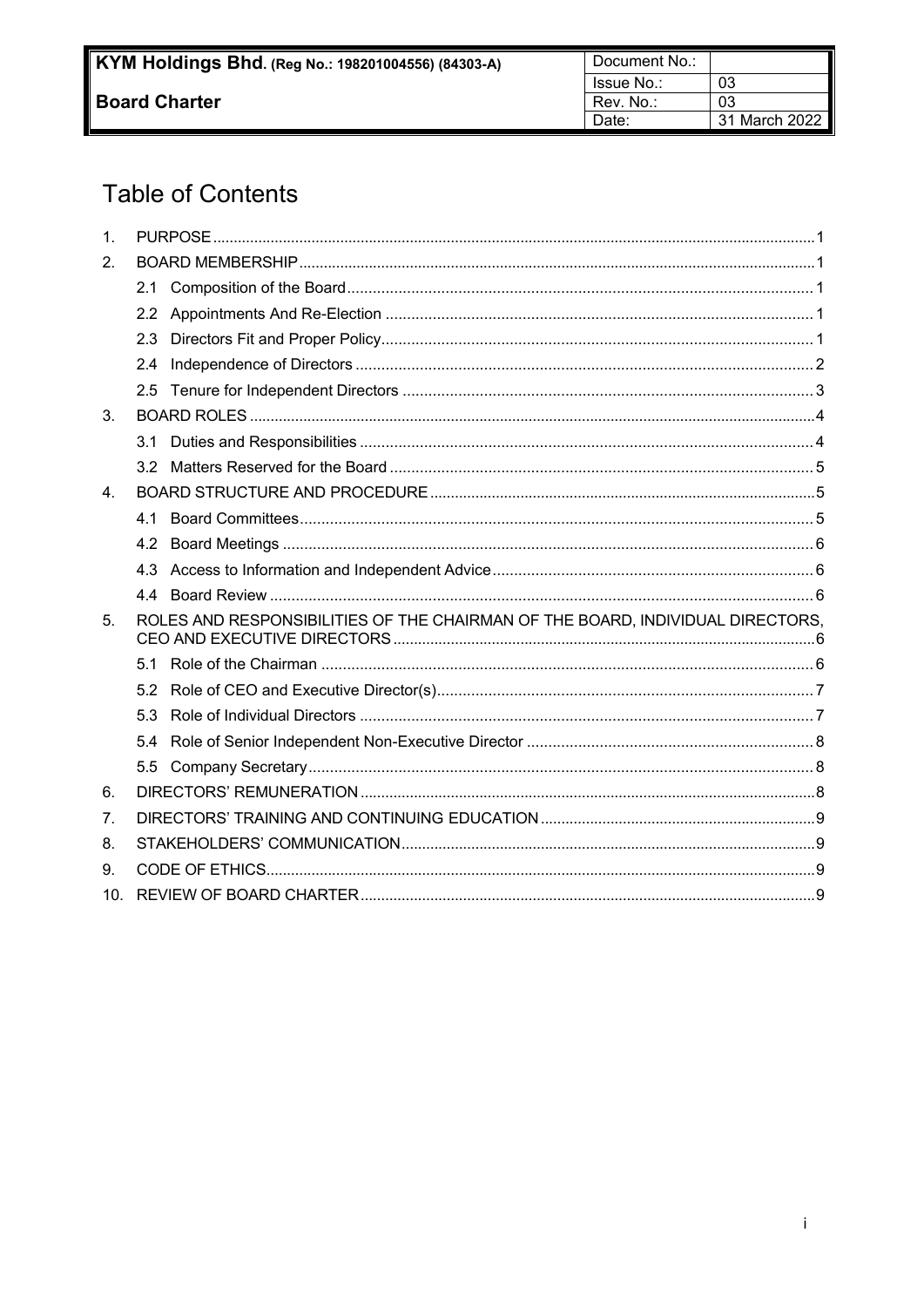# Table of Contents

1. PURPOSE ..... 1
2. BOARD MEMBERSHIP ..... 1
   - 2.1 Composition of the Board ..... 1
   - 2.2 Appointments And Re-Election ..... 1
   - 2.3 Directors Fit and Proper Policy ..... 1
   - 2.4 Independence of Directors ..... 2
   - 2.5 Tenure for Independent Directors ..... 3
3. BOARD ROLES ..... 4
   - 3.1 Duties and Responsibilities ..... 4
   - 3.2 Matters Reserved for the Board ..... 5
4. BOARD STRUCTURE AND PROCEDURE ..... 5
   - 4.1 Board Committees ..... 5
   - 4.2 Board Meetings ..... 6
   - 4.3 Access to Information and Independent Advice ..... 6
   - 4.4 Board Review ..... 6
5. ROLES AND RESPONSIBILITIES OF THE CHAIRMAN OF THE BOARD, INDIVIDUAL DIRECTORS, CEO AND EXECUTIVE DIRECTORS ..... 6
   - 5.1 Role of the Chairman ..... 6
   - 5.2 Role of CEO and Executive Director(s) ..... 7
   - 5.3 Role of Individual Directors ..... 7
   - 5.4 Role of Senior Independent Non-Executive Director ..... 8
   - 5.5 Company Secretary ..... 8
6. DIRECTORS' REMUNERATION ..... 8
7. DIRECTORS' TRAINING AND CONTINUING EDUCATION ..... 9
8. STAKEHOLDERS' COMMUNICATION ..... 9
9. CODE OF ETHICS ..... 9
10. REVIEW OF BOARD CHARTER ..... 9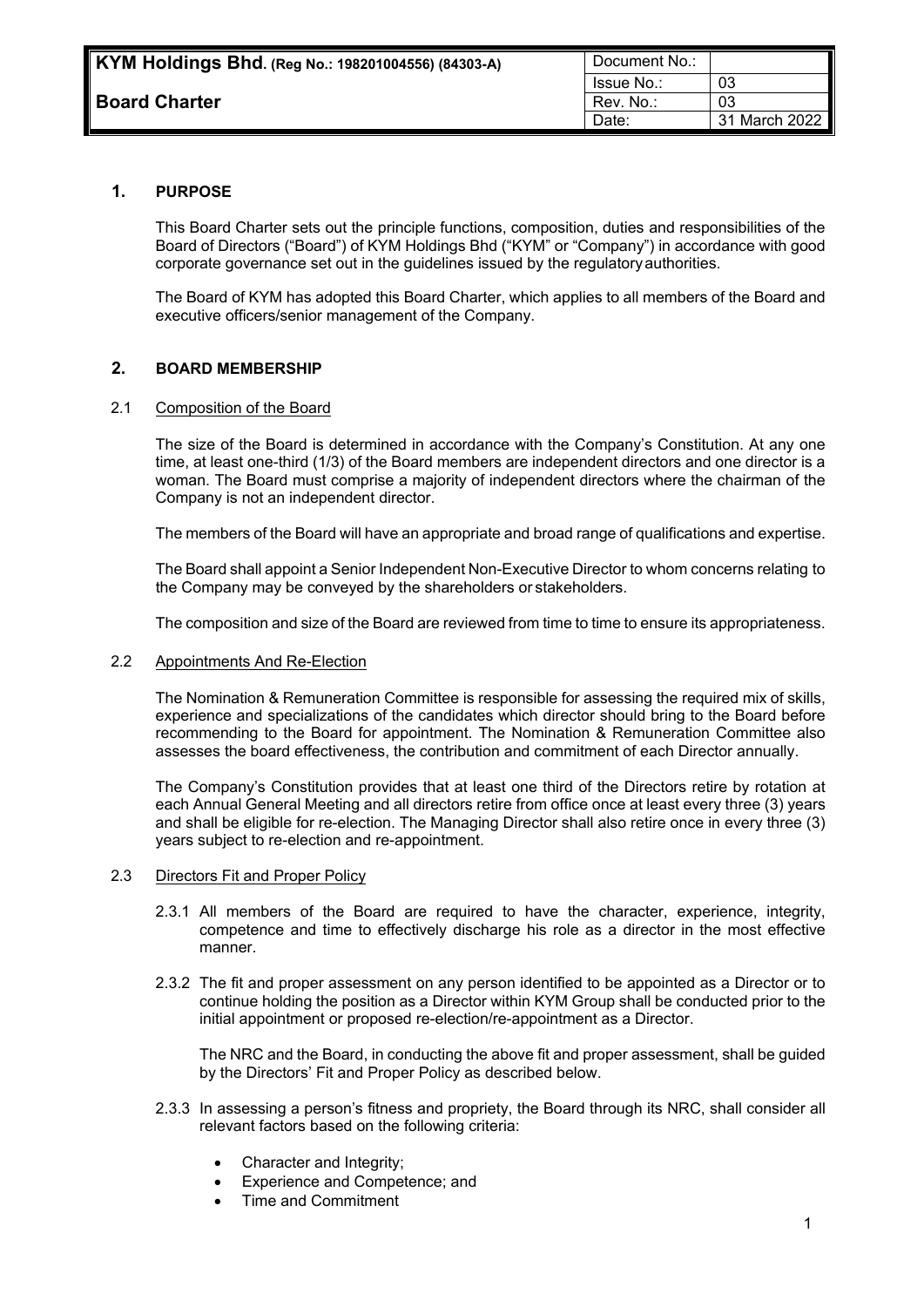## 1. PURPOSE

This Board Charter sets out the principle functions, composition, duties and responsibilities of the Board of Directors ("Board") of KYM Holdings Bhd ("KYM" or "Company") in accordance with good corporate governance set out in the guidelines issued by the regulatory authorities.

The Board of KYM has adopted this Board Charter, which applies to all members of the Board and executive officers/senior management of the Company.

## 2. BOARD MEMBERSHIP

### 2.1 Composition of the Board

The size of the Board is determined in accordance with the Company's Constitution. At any one time, at least one-third (1/3) of the Board members are independent directors and one director is a woman. The Board must comprise a majority of independent directors where the chairman of the Company is not an independent director.

The members of the Board will have an appropriate and broad range of qualifications and expertise.

The Board shall appoint a Senior Independent Non-Executive Director to whom concerns relating to the Company may be conveyed by the shareholders or stakeholders.

The composition and size of the Board are reviewed from time to time to ensure its appropriateness.

### 2.2 Appointments And Re-Election

The Nomination & Remuneration Committee is responsible for assessing the required mix of skills, experience and specializations of the candidates which director should bring to the Board before recommending to the Board for appointment. The Nomination & Remuneration Committee also assesses the board effectiveness, the contribution and commitment of each Director annually.

The Company's Constitution provides that at least one third of the Directors retire by rotation at each Annual General Meeting and all directors retire from office once at least every three (3) years and shall be eligible for re-election. The Managing Director shall also retire once in every three (3) years subject to re-election and re-appointment.

### 2.3 Directors Fit and Proper Policy

2.3.1 All members of the Board are required to have the character, experience, integrity, competence and time to effectively discharge his role as a director in the most effective manner.

2.3.2 The fit and proper assessment on any person identified to be appointed as a Director or to continue holding the position as a Director within KYM Group shall be conducted prior to the initial appointment or proposed re-election/re-appointment as a Director.

The NRC and the Board, in conducting the above fit and proper assessment, shall be guided by the Directors' Fit and Proper Policy as described below.

2.3.3 In assessing a person's fitness and propriety, the Board through its NRC, shall consider all relevant factors based on the following criteria:

- Character and Integrity;
- Experience and Competence; and
- Time and Commitment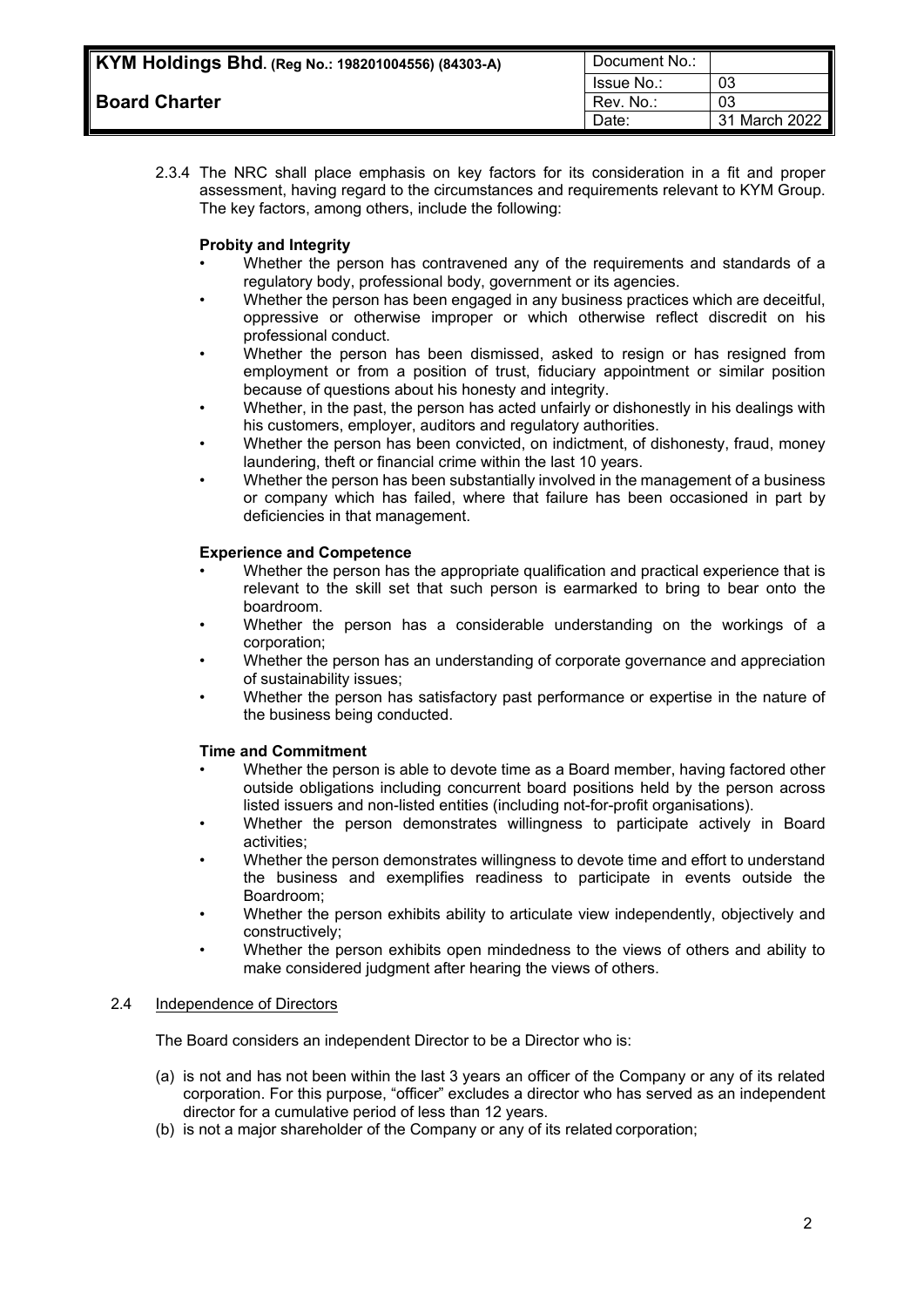2.3.4 The NRC shall place emphasis on key factors for its consideration in a fit and proper assessment, having regard to the circumstances and requirements relevant to KYM Group. The key factors, among others, include the following:

**Probity and Integrity**

- Whether the person has contravened any of the requirements and standards of a regulatory body, professional body, government or its agencies.
- Whether the person has been engaged in any business practices which are deceitful, oppressive or otherwise improper or which otherwise reflect discredit on his professional conduct.
- Whether the person has been dismissed, asked to resign or has resigned from employment or from a position of trust, fiduciary appointment or similar position because of questions about his honesty and integrity.
- Whether, in the past, the person has acted unfairly or dishonestly in his dealings with his customers, employer, auditors and regulatory authorities.
- Whether the person has been convicted, on indictment, of dishonesty, fraud, money laundering, theft or financial crime within the last 10 years.
- Whether the person has been substantially involved in the management of a business or company which has failed, where that failure has been occasioned in part by deficiencies in that management.

**Experience and Competence**

- Whether the person has the appropriate qualification and practical experience that is relevant to the skill set that such person is earmarked to bring to bear onto the boardroom.
- Whether the person has a considerable understanding on the workings of a corporation;
- Whether the person has an understanding of corporate governance and appreciation of sustainability issues;
- Whether the person has satisfactory past performance or expertise in the nature of the business being conducted.

**Time and Commitment**

- Whether the person is able to devote time as a Board member, having factored other outside obligations including concurrent board positions held by the person across listed issuers and non-listed entities (including not-for-profit organisations).
- Whether the person demonstrates willingness to participate actively in Board activities;
- Whether the person demonstrates willingness to devote time and effort to understand the business and exemplifies readiness to participate in events outside the Boardroom;
- Whether the person exhibits ability to articulate view independently, objectively and constructively;
- Whether the person exhibits open mindedness to the views of others and ability to make considered judgment after hearing the views of others.

2.4 Independence of Directors

The Board considers an independent Director to be a Director who is:

(a) is not and has not been within the last 3 years an officer of the Company or any of its related corporation. For this purpose, "officer" excludes a director who has served as an independent director for a cumulative period of less than 12 years.

(b) is not a major shareholder of the Company or any of its related corporation;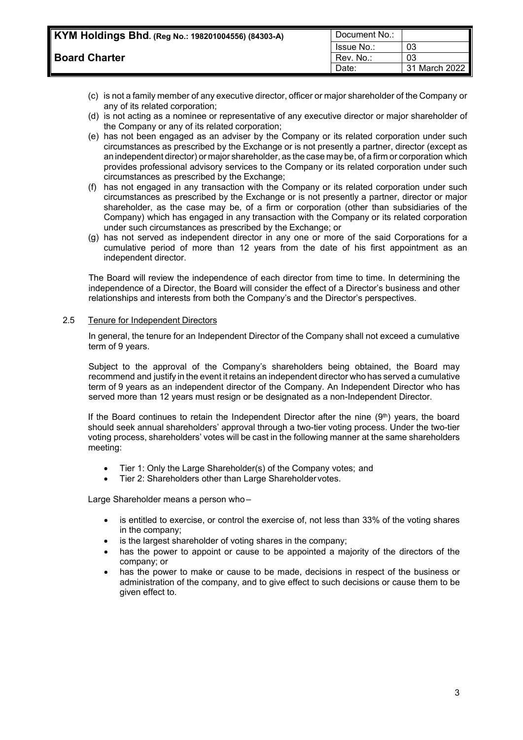(c) is not a family member of any executive director, officer or major shareholder of the Company or any of its related corporation;

(d) is not acting as a nominee or representative of any executive director or major shareholder of the Company or any of its related corporation;

(e) has not been engaged as an adviser by the Company or its related corporation under such circumstances as prescribed by the Exchange or is not presently a partner, director (except as an independent director) or major shareholder, as the case may be, of a firm or corporation which provides professional advisory services to the Company or its related corporation under such circumstances as prescribed by the Exchange;

(f) has not engaged in any transaction with the Company or its related corporation under such circumstances as prescribed by the Exchange or is not presently a partner, director or major shareholder, as the case may be, of a firm or corporation (other than subsidiaries of the Company) which has engaged in any transaction with the Company or its related corporation under such circumstances as prescribed by the Exchange; or

(g) has not served as independent director in any one or more of the said Corporations for a cumulative period of more than 12 years from the date of his first appointment as an independent director.

The Board will review the independence of each director from time to time. In determining the independence of a Director, the Board will consider the effect of a Director's business and other relationships and interests from both the Company's and the Director's perspectives.

### 2.5 Tenure for Independent Directors

In general, the tenure for an Independent Director of the Company shall not exceed a cumulative term of 9 years.

Subject to the approval of the Company's shareholders being obtained, the Board may recommend and justify in the event it retains an independent director who has served a cumulative term of 9 years as an independent director of the Company. An Independent Director who has served more than 12 years must resign or be designated as a non-Independent Director.

If the Board continues to retain the Independent Director after the nine (9th) years, the board should seek annual shareholders' approval through a two-tier voting process. Under the two-tier voting process, shareholders' votes will be cast in the following manner at the same shareholders meeting:

- Tier 1: Only the Large Shareholder(s) of the Company votes; and
- Tier 2: Shareholders other than Large Shareholder votes.

Large Shareholder means a person who –

- is entitled to exercise, or control the exercise of, not less than 33% of the voting shares in the company;
- is the largest shareholder of voting shares in the company;
- has the power to appoint or cause to be appointed a majority of the directors of the company; or
- has the power to make or cause to be made, decisions in respect of the business or administration of the company, and to give effect to such decisions or cause them to be given effect to.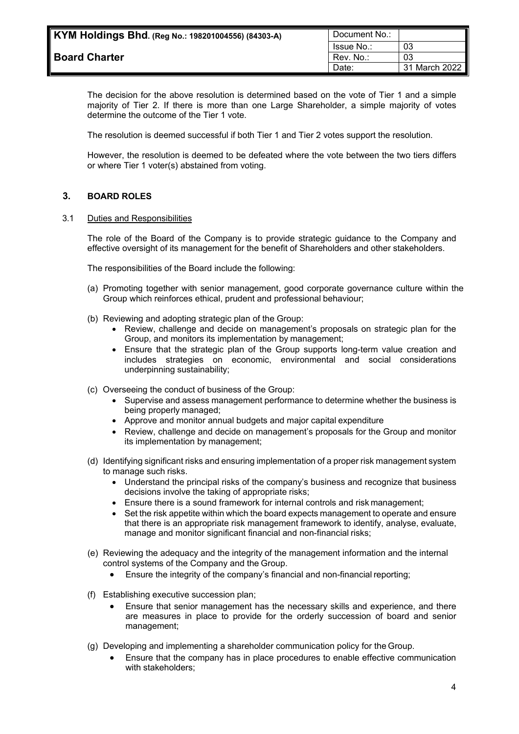The decision for the above resolution is determined based on the vote of Tier 1 and a simple majority of Tier 2. If there is more than one Large Shareholder, a simple majority of votes determine the outcome of the Tier 1 vote.

The resolution is deemed successful if both Tier 1 and Tier 2 votes support the resolution.

However, the resolution is deemed to be defeated where the vote between the two tiers differs or where Tier 1 voter(s) abstained from voting.

## 3. BOARD ROLES

### 3.1 Duties and Responsibilities

The role of the Board of the Company is to provide strategic guidance to the Company and effective oversight of its management for the benefit of Shareholders and other stakeholders.

The responsibilities of the Board include the following:

(a) Promoting together with senior management, good corporate governance culture within the Group which reinforces ethical, prudent and professional behaviour;

(b) Reviewing and adopting strategic plan of the Group:
- Review, challenge and decide on management's proposals on strategic plan for the Group, and monitors its implementation by management;
- Ensure that the strategic plan of the Group supports long-term value creation and includes strategies on economic, environmental and social considerations underpinning sustainability;

(c) Overseeing the conduct of business of the Group:
- Supervise and assess management performance to determine whether the business is being properly managed;
- Approve and monitor annual budgets and major capital expenditure
- Review, challenge and decide on management's proposals for the Group and monitor its implementation by management;

(d) Identifying significant risks and ensuring implementation of a proper risk management system to manage such risks.
- Understand the principal risks of the company's business and recognize that business decisions involve the taking of appropriate risks;
- Ensure there is a sound framework for internal controls and risk management;
- Set the risk appetite within which the board expects management to operate and ensure that there is an appropriate risk management framework to identify, analyse, evaluate, manage and monitor significant financial and non-financial risks;

(e) Reviewing the adequacy and the integrity of the management information and the internal control systems of the Company and the Group.
- Ensure the integrity of the company's financial and non-financial reporting;

(f) Establishing executive succession plan;
- Ensure that senior management has the necessary skills and experience, and there are measures in place to provide for the orderly succession of board and senior management;

(g) Developing and implementing a shareholder communication policy for the Group.
- Ensure that the company has in place procedures to enable effective communication with stakeholders;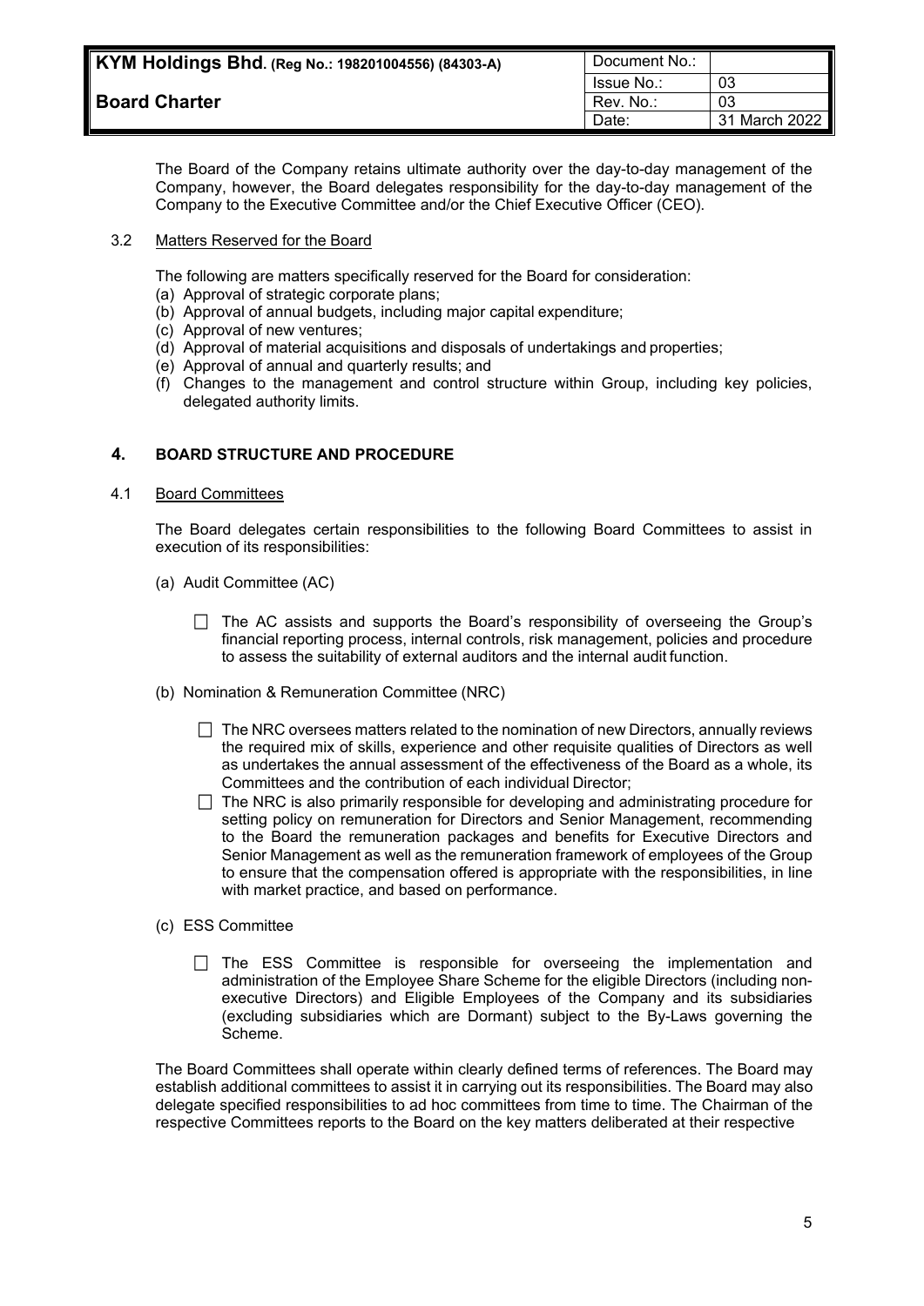The Board of the Company retains ultimate authority over the day-to-day management of the Company, however, the Board delegates responsibility for the day-to-day management of the Company to the Executive Committee and/or the Chief Executive Officer (CEO).

3.2 Matters Reserved for the Board

The following are matters specifically reserved for the Board for consideration:

(a) Approval of strategic corporate plans;
(b) Approval of annual budgets, including major capital expenditure;
(c) Approval of new ventures;
(d) Approval of material acquisitions and disposals of undertakings and properties;
(e) Approval of annual and quarterly results; and
(f) Changes to the management and control structure within Group, including key policies, delegated authority limits.

## 4. BOARD STRUCTURE AND PROCEDURE

4.1 Board Committees

The Board delegates certain responsibilities to the following Board Committees to assist in execution of its responsibilities:

(a) Audit Committee (AC)

- The AC assists and supports the Board's responsibility of overseeing the Group's financial reporting process, internal controls, risk management, policies and procedure to assess the suitability of external auditors and the internal audit function.

(b) Nomination & Remuneration Committee (NRC)

- The NRC oversees matters related to the nomination of new Directors, annually reviews the required mix of skills, experience and other requisite qualities of Directors as well as undertakes the annual assessment of the effectiveness of the Board as a whole, its Committees and the contribution of each individual Director;
- The NRC is also primarily responsible for developing and administrating procedure for setting policy on remuneration for Directors and Senior Management, recommending to the Board the remuneration packages and benefits for Executive Directors and Senior Management as well as the remuneration framework of employees of the Group to ensure that the compensation offered is appropriate with the responsibilities, in line with market practice, and based on performance.

(c) ESS Committee

- The ESS Committee is responsible for overseeing the implementation and administration of the Employee Share Scheme for the eligible Directors (including non-executive Directors) and Eligible Employees of the Company and its subsidiaries (excluding subsidiaries which are Dormant) subject to the By-Laws governing the Scheme.

The Board Committees shall operate within clearly defined terms of references. The Board may establish additional committees to assist it in carrying out its responsibilities. The Board may also delegate specified responsibilities to ad hoc committees from time to time. The Chairman of the respective Committees reports to the Board on the key matters deliberated at their respective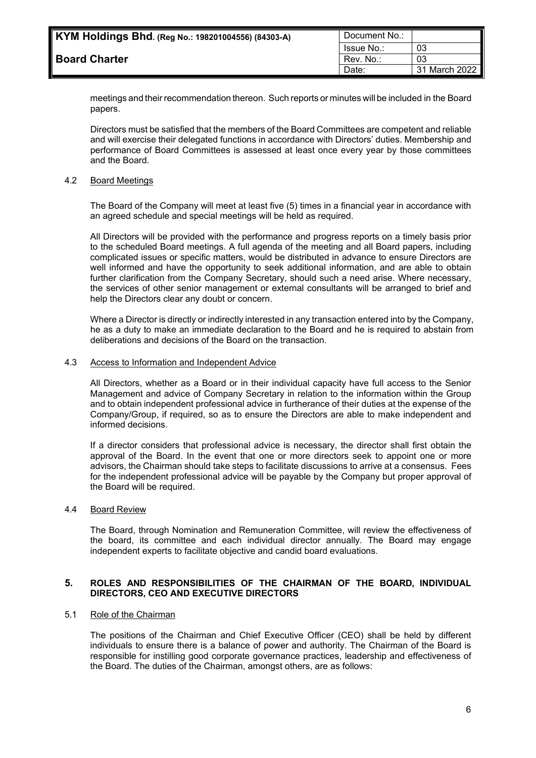meetings and their recommendation thereon. Such reports or minutes will be included in the Board papers.

Directors must be satisfied that the members of the Board Committees are competent and reliable and will exercise their delegated functions in accordance with Directors' duties. Membership and performance of Board Committees is assessed at least once every year by those committees and the Board.

### 4.2 Board Meetings

The Board of the Company will meet at least five (5) times in a financial year in accordance with an agreed schedule and special meetings will be held as required.

All Directors will be provided with the performance and progress reports on a timely basis prior to the scheduled Board meetings. A full agenda of the meeting and all Board papers, including complicated issues or specific matters, would be distributed in advance to ensure Directors are well informed and have the opportunity to seek additional information, and are able to obtain further clarification from the Company Secretary, should such a need arise. Where necessary, the services of other senior management or external consultants will be arranged to brief and help the Directors clear any doubt or concern.

Where a Director is directly or indirectly interested in any transaction entered into by the Company, he as a duty to make an immediate declaration to the Board and he is required to abstain from deliberations and decisions of the Board on the transaction.

### 4.3 Access to Information and Independent Advice

All Directors, whether as a Board or in their individual capacity have full access to the Senior Management and advice of Company Secretary in relation to the information within the Group and to obtain independent professional advice in furtherance of their duties at the expense of the Company/Group, if required, so as to ensure the Directors are able to make independent and informed decisions.

If a director considers that professional advice is necessary, the director shall first obtain the approval of the Board. In the event that one or more directors seek to appoint one or more advisors, the Chairman should take steps to facilitate discussions to arrive at a consensus. Fees for the independent professional advice will be payable by the Company but proper approval of the Board will be required.

### 4.4 Board Review

The Board, through Nomination and Remuneration Committee, will review the effectiveness of the board, its committee and each individual director annually. The Board may engage independent experts to facilitate objective and candid board evaluations.

## 5. ROLES AND RESPONSIBILITIES OF THE CHAIRMAN OF THE BOARD, INDIVIDUAL DIRECTORS, CEO AND EXECUTIVE DIRECTORS

### 5.1 Role of the Chairman

The positions of the Chairman and Chief Executive Officer (CEO) shall be held by different individuals to ensure there is a balance of power and authority. The Chairman of the Board is responsible for instilling good corporate governance practices, leadership and effectiveness of the Board. The duties of the Chairman, amongst others, are as follows: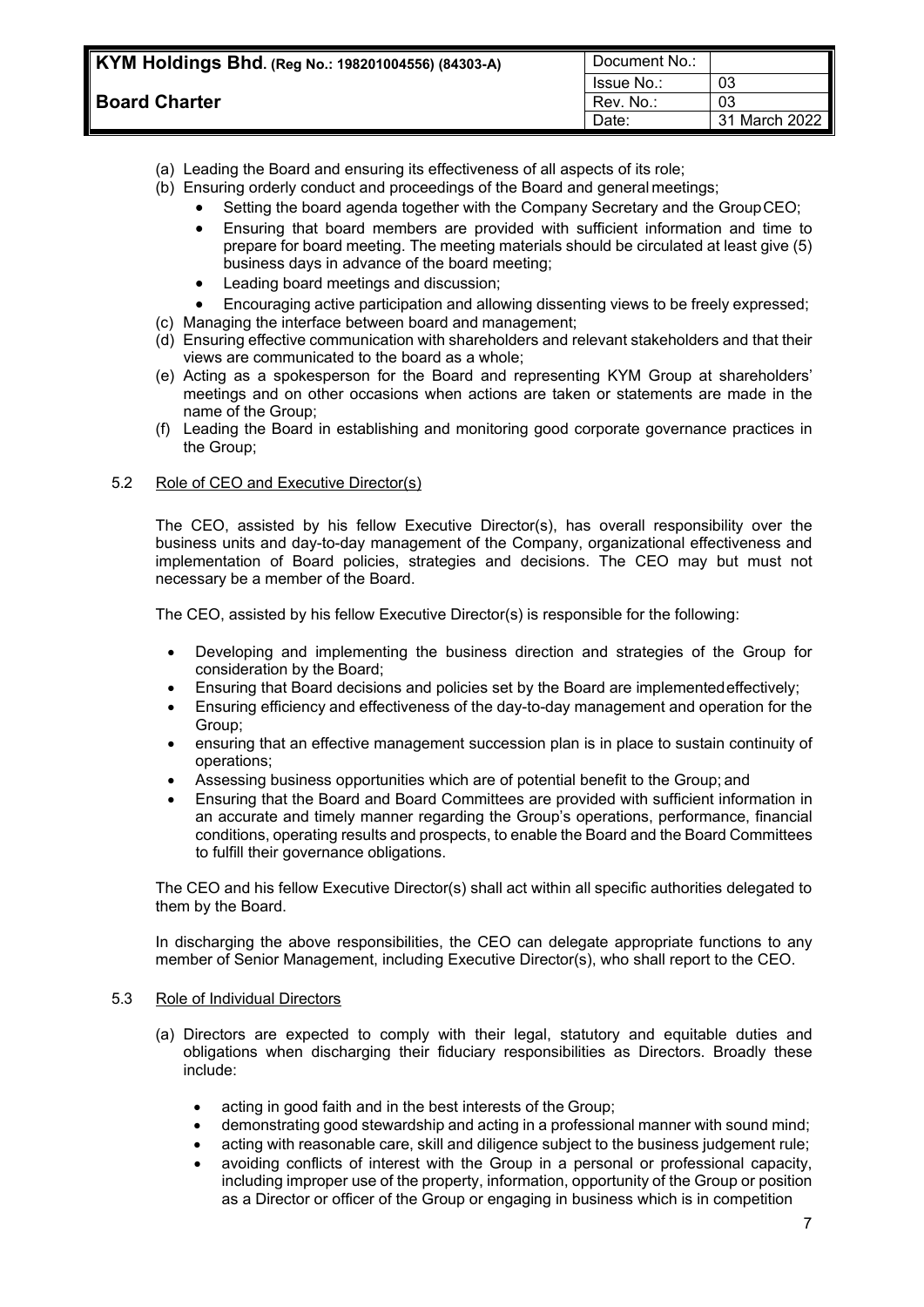(a) Leading the Board and ensuring its effectiveness of all aspects of its role;

(b) Ensuring orderly conduct and proceedings of the Board and general meetings;
- Setting the board agenda together with the Company Secretary and the Group CEO;
- Ensuring that board members are provided with sufficient information and time to prepare for board meeting. The meeting materials should be circulated at least give (5) business days in advance of the board meeting;
- Leading board meetings and discussion;
- Encouraging active participation and allowing dissenting views to be freely expressed;

(c) Managing the interface between board and management;

(d) Ensuring effective communication with shareholders and relevant stakeholders and that their views are communicated to the board as a whole;

(e) Acting as a spokesperson for the Board and representing KYM Group at shareholders' meetings and on other occasions when actions are taken or statements are made in the name of the Group;

(f) Leading the Board in establishing and monitoring good corporate governance practices in the Group;

5.2 Role of CEO and Executive Director(s)

The CEO, assisted by his fellow Executive Director(s), has overall responsibility over the business units and day-to-day management of the Company, organizational effectiveness and implementation of Board policies, strategies and decisions. The CEO may but must not necessary be a member of the Board.

The CEO, assisted by his fellow Executive Director(s) is responsible for the following:

- Developing and implementing the business direction and strategies of the Group for consideration by the Board;
- Ensuring that Board decisions and policies set by the Board are implemented effectively;
- Ensuring efficiency and effectiveness of the day-to-day management and operation for the Group;
- ensuring that an effective management succession plan is in place to sustain continuity of operations;
- Assessing business opportunities which are of potential benefit to the Group; and
- Ensuring that the Board and Board Committees are provided with sufficient information in an accurate and timely manner regarding the Group's operations, performance, financial conditions, operating results and prospects, to enable the Board and the Board Committees to fulfill their governance obligations.

The CEO and his fellow Executive Director(s) shall act within all specific authorities delegated to them by the Board.

In discharging the above responsibilities, the CEO can delegate appropriate functions to any member of Senior Management, including Executive Director(s), who shall report to the CEO.

5.3 Role of Individual Directors

(a) Directors are expected to comply with their legal, statutory and equitable duties and obligations when discharging their fiduciary responsibilities as Directors. Broadly these include:

- acting in good faith and in the best interests of the Group;
- demonstrating good stewardship and acting in a professional manner with sound mind;
- acting with reasonable care, skill and diligence subject to the business judgement rule;
- avoiding conflicts of interest with the Group in a personal or professional capacity, including improper use of the property, information, opportunity of the Group or position as a Director or officer of the Group or engaging in business which is in competition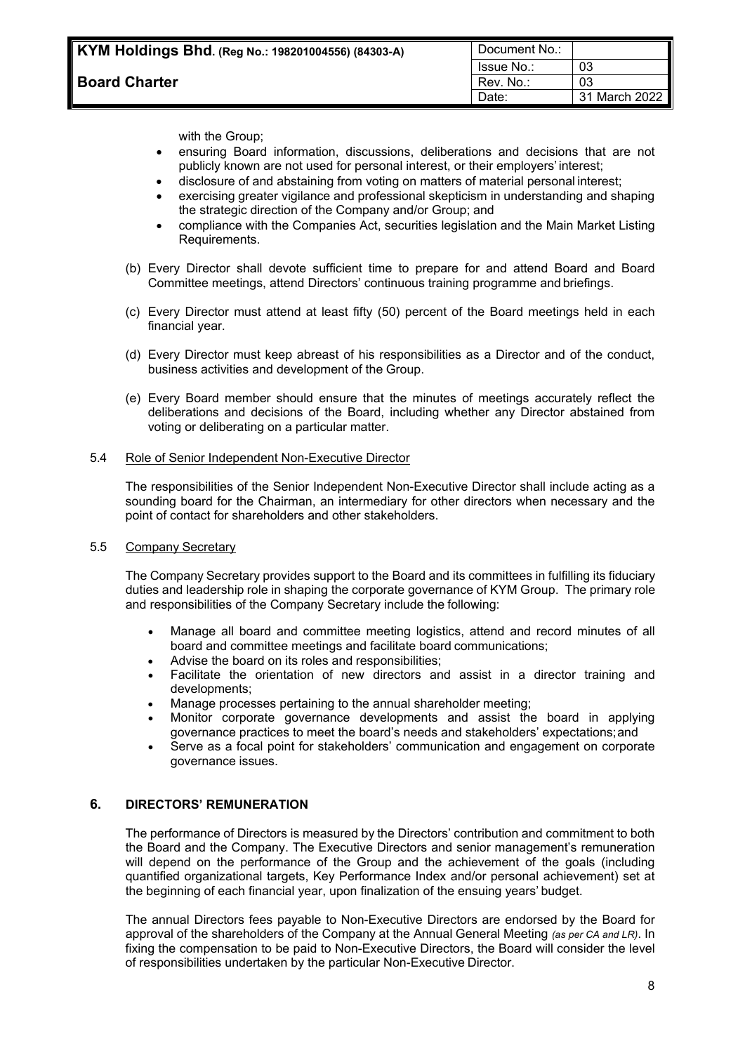with the Group;

- ensuring Board information, discussions, deliberations and decisions that are not publicly known are not used for personal interest, or their employers' interest;
- disclosure of and abstaining from voting on matters of material personal interest;
- exercising greater vigilance and professional skepticism in understanding and shaping the strategic direction of the Company and/or Group; and
- compliance with the Companies Act, securities legislation and the Main Market Listing Requirements.

(b) Every Director shall devote sufficient time to prepare for and attend Board and Board Committee meetings, attend Directors' continuous training programme and briefings.

(c) Every Director must attend at least fifty (50) percent of the Board meetings held in each financial year.

(d) Every Director must keep abreast of his responsibilities as a Director and of the conduct, business activities and development of the Group.

(e) Every Board member should ensure that the minutes of meetings accurately reflect the deliberations and decisions of the Board, including whether any Director abstained from voting or deliberating on a particular matter.

5.4 Role of Senior Independent Non-Executive Director

The responsibilities of the Senior Independent Non-Executive Director shall include acting as a sounding board for the Chairman, an intermediary for other directors when necessary and the point of contact for shareholders and other stakeholders.

5.5 Company Secretary

The Company Secretary provides support to the Board and its committees in fulfilling its fiduciary duties and leadership role in shaping the corporate governance of KYM Group. The primary role and responsibilities of the Company Secretary include the following:

- Manage all board and committee meeting logistics, attend and record minutes of all board and committee meetings and facilitate board communications;
- Advise the board on its roles and responsibilities;
- Facilitate the orientation of new directors and assist in a director training and developments;
- Manage processes pertaining to the annual shareholder meeting;
- Monitor corporate governance developments and assist the board in applying governance practices to meet the board's needs and stakeholders' expectations; and
- Serve as a focal point for stakeholders' communication and engagement on corporate governance issues.

## 6. DIRECTORS' REMUNERATION

The performance of Directors is measured by the Directors' contribution and commitment to both the Board and the Company. The Executive Directors and senior management's remuneration will depend on the performance of the Group and the achievement of the goals (including quantified organizational targets, Key Performance Index and/or personal achievement) set at the beginning of each financial year, upon finalization of the ensuing years' budget.

The annual Directors fees payable to Non-Executive Directors are endorsed by the Board for approval of the shareholders of the Company at the Annual General Meeting *(as per CA and LR)*. In fixing the compensation to be paid to Non-Executive Directors, the Board will consider the level of responsibilities undertaken by the particular Non-Executive Director.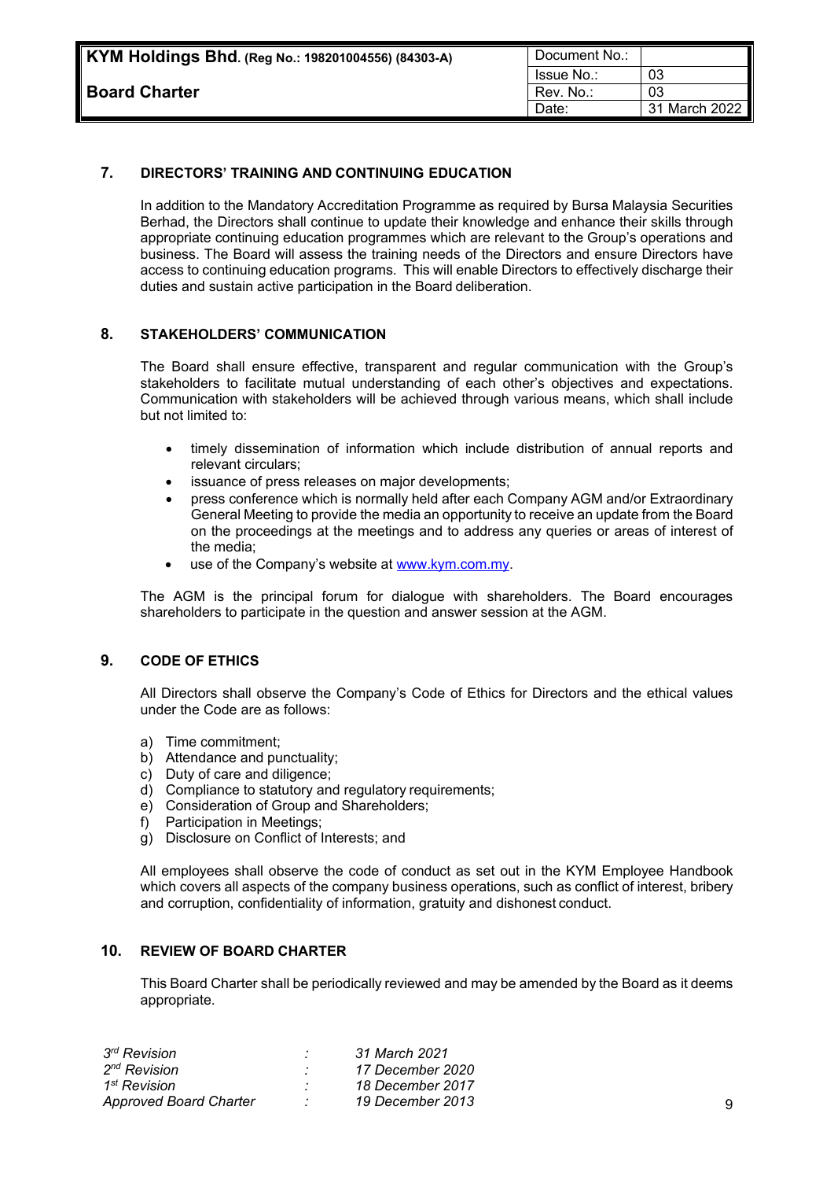## 7. DIRECTORS' TRAINING AND CONTINUING EDUCATION

In addition to the Mandatory Accreditation Programme as required by Bursa Malaysia Securities Berhad, the Directors shall continue to update their knowledge and enhance their skills through appropriate continuing education programmes which are relevant to the Group's operations and business. The Board will assess the training needs of the Directors and ensure Directors have access to continuing education programs. This will enable Directors to effectively discharge their duties and sustain active participation in the Board deliberation.

## 8. STAKEHOLDERS' COMMUNICATION

The Board shall ensure effective, transparent and regular communication with the Group's stakeholders to facilitate mutual understanding of each other's objectives and expectations. Communication with stakeholders will be achieved through various means, which shall include but not limited to:

- timely dissemination of information which include distribution of annual reports and relevant circulars;
- issuance of press releases on major developments;
- press conference which is normally held after each Company AGM and/or Extraordinary General Meeting to provide the media an opportunity to receive an update from the Board on the proceedings at the meetings and to address any queries or areas of interest of the media;
- use of the Company's website at www.kym.com.my.

The AGM is the principal forum for dialogue with shareholders. The Board encourages shareholders to participate in the question and answer session at the AGM.

## 9. CODE OF ETHICS

All Directors shall observe the Company's Code of Ethics for Directors and the ethical values under the Code are as follows:

a) Time commitment;
b) Attendance and punctuality;
c) Duty of care and diligence;
d) Compliance to statutory and regulatory requirements;
e) Consideration of Group and Shareholders;
f) Participation in Meetings;
g) Disclosure on Conflict of Interests; and

All employees shall observe the code of conduct as set out in the KYM Employee Handbook which covers all aspects of the company business operations, such as conflict of interest, bribery and corruption, confidentiality of information, gratuity and dishonest conduct.

## 10. REVIEW OF BOARD CHARTER

This Board Charter shall be periodically reviewed and may be amended by the Board as it deems appropriate.

| | | |
|---|---|---|
| *3rd Revision* | : | *31 March 2021* |
| *2nd Revision* | : | *17 December 2020* |
| *1st Revision* | : | *18 December 2017* |
| *Approved Board Charter* | : | *19 December 2013* |